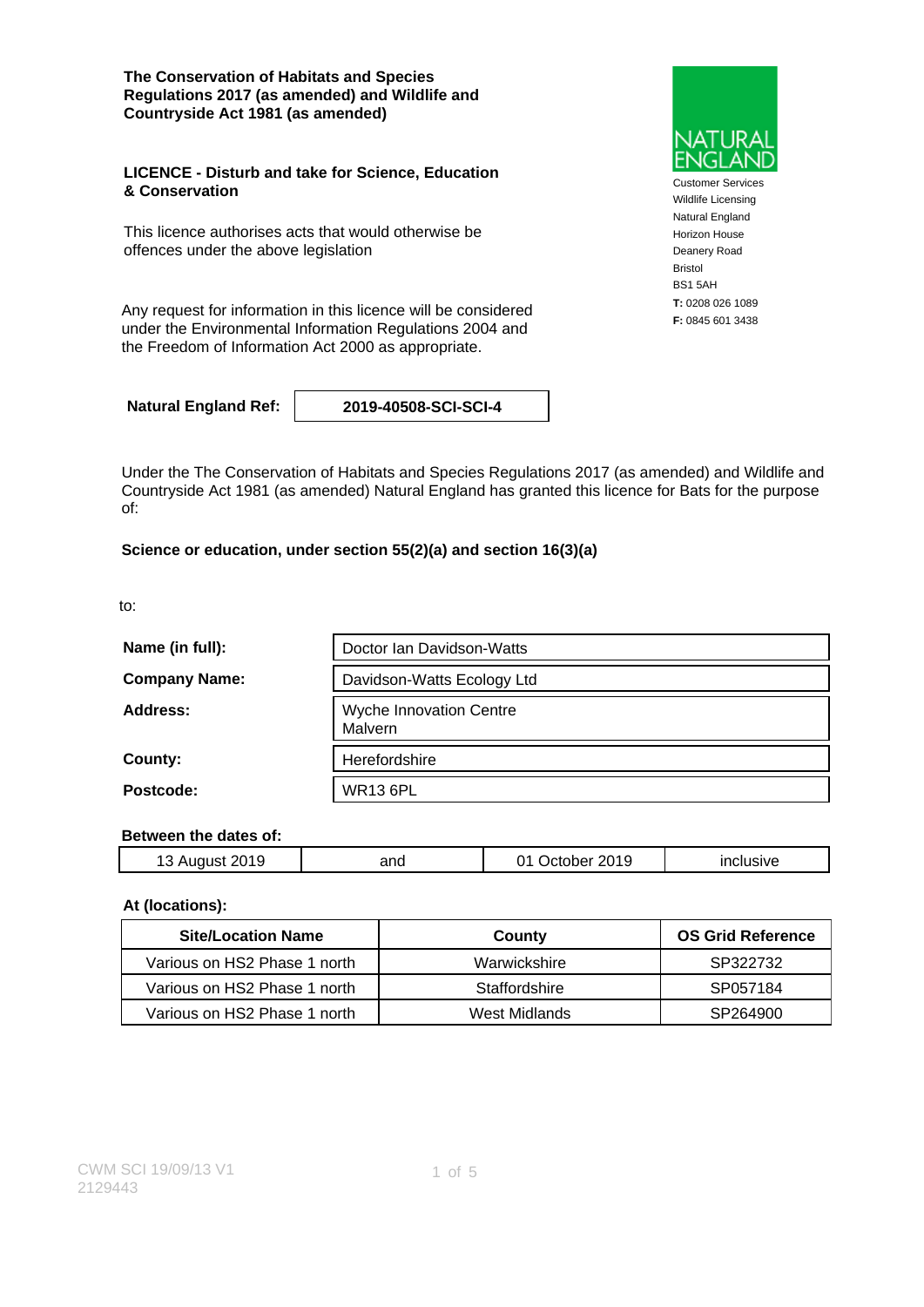**The Conservation of Habitats and Species Regulations 2017 (as amended) and Wildlife and Countryside Act 1981 (as amended)**

NATURAL ENGLAND

Customer Services
Wildlife Licensing
Natural England
Horizon House
Deanery Road
Bristol
BS1 5AH
**T:** 0208 026 1089
**F:** 0845 601 3438

**LICENCE - Disturb and take for Science, Education & Conservation**

This licence authorises acts that would otherwise be offences under the above legislation

Any request for information in this licence will be considered under the Environmental Information Regulations 2004 and the Freedom of Information Act 2000 as appropriate.

| **Natural England Ref:** | **2019-40508-SCI-SCI-4** |
|---|---|

Under the The Conservation of Habitats and Species Regulations 2017 (as amended) and Wildlife and Countryside Act 1981 (as amended) Natural England has granted this licence for Bats for the purpose of:

**Science or education, under section 55(2)(a) and section 16(3)(a)**

to:

| | |
|---|---|
| **Name (in full):** | Doctor Ian Davidson-Watts |
| **Company Name:** | Davidson-Watts Ecology Ltd |
| **Address:** | Wyche Innovation Centre Malvern |
| **County:** | Herefordshire |
| **Postcode:** | WR13 6PL |

**Between the dates of:**

| | | | |
|---|---|---|---|
| 13 August 2019 | and | 01 October 2019 | inclusive |

**At (locations):**

| Site/Location Name | County | OS Grid Reference |
|---|---|---|
| Various on HS2 Phase 1 north | Warwickshire | SP322732 |
| Various on HS2 Phase 1 north | Staffordshire | SP057184 |
| Various on HS2 Phase 1 north | West Midlands | SP264900 |

CWM SCI 19/09/13 V1
2129443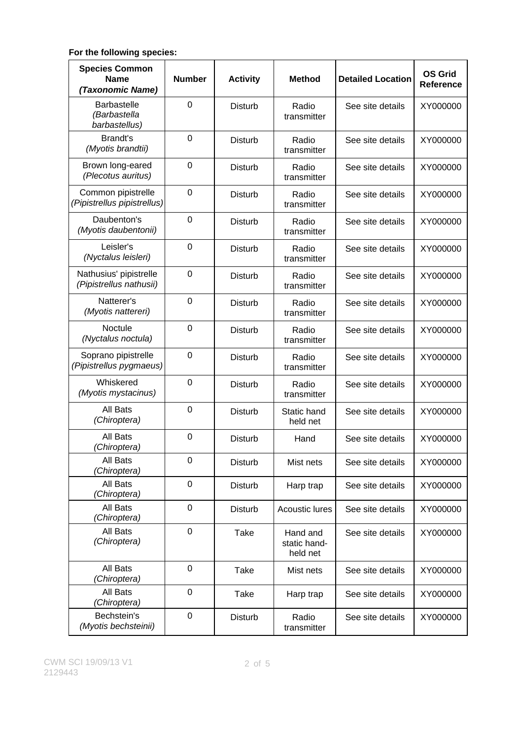**For the following species:**

| Species Common Name *(Taxonomic Name)* | Number | Activity | Method | Detailed Location | OS Grid Reference |
|---|---|---|---|---|---|
| Barbastelle *(Barbastella barbastellus)* | 0 | Disturb | Radio transmitter | See site details | XY000000 |
| Brandt's *(Myotis brandtii)* | 0 | Disturb | Radio transmitter | See site details | XY000000 |
| Brown long-eared *(Plecotus auritus)* | 0 | Disturb | Radio transmitter | See site details | XY000000 |
| Common pipistrelle *(Pipistrellus pipistrellus)* | 0 | Disturb | Radio transmitter | See site details | XY000000 |
| Daubenton's *(Myotis daubentonii)* | 0 | Disturb | Radio transmitter | See site details | XY000000 |
| Leisler's *(Nyctalus leisleri)* | 0 | Disturb | Radio transmitter | See site details | XY000000 |
| Nathusius' pipistrelle *(Pipistrellus nathusii)* | 0 | Disturb | Radio transmitter | See site details | XY000000 |
| Natterer's *(Myotis nattereri)* | 0 | Disturb | Radio transmitter | See site details | XY000000 |
| Noctule *(Nyctalus noctula)* | 0 | Disturb | Radio transmitter | See site details | XY000000 |
| Soprano pipistrelle *(Pipistrellus pygmaeus)* | 0 | Disturb | Radio transmitter | See site details | XY000000 |
| Whiskered *(Myotis mystacinus)* | 0 | Disturb | Radio transmitter | See site details | XY000000 |
| All Bats *(Chiroptera)* | 0 | Disturb | Static hand held net | See site details | XY000000 |
| All Bats *(Chiroptera)* | 0 | Disturb | Hand | See site details | XY000000 |
| All Bats *(Chiroptera)* | 0 | Disturb | Mist nets | See site details | XY000000 |
| All Bats *(Chiroptera)* | 0 | Disturb | Harp trap | See site details | XY000000 |
| All Bats *(Chiroptera)* | 0 | Disturb | Acoustic lures | See site details | XY000000 |
| All Bats *(Chiroptera)* | 0 | Take | Hand and static hand-held net | See site details | XY000000 |
| All Bats *(Chiroptera)* | 0 | Take | Mist nets | See site details | XY000000 |
| All Bats *(Chiroptera)* | 0 | Take | Harp trap | See site details | XY000000 |
| Bechstein's *(Myotis bechsteinii)* | 0 | Disturb | Radio transmitter | See site details | XY000000 |

CWM SCI 19/09/13 V1
2129443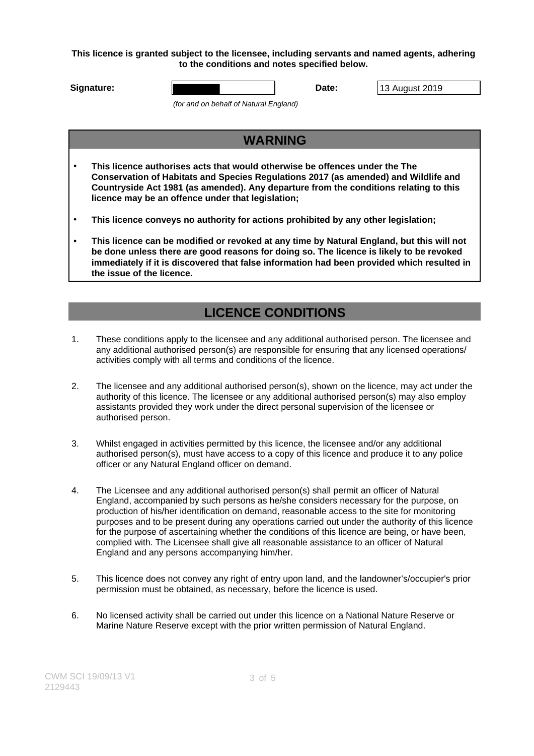**This licence is granted subject to the licensee, including servants and named agents, adhering to the conditions and notes specified below.**

| **Signature:** | | **Date:** | 13 August 2019 |
|---|---|---|---|

*(for and on behalf of Natural England)*

## WARNING

- **This licence authorises acts that would otherwise be offences under the The Conservation of Habitats and Species Regulations 2017 (as amended) and Wildlife and Countryside Act 1981 (as amended). Any departure from the conditions relating to this licence may be an offence under that legislation;**
- **This licence conveys no authority for actions prohibited by any other legislation;**
- **This licence can be modified or revoked at any time by Natural England, but this will not be done unless there are good reasons for doing so. The licence is likely to be revoked immediately if it is discovered that false information had been provided which resulted in the issue of the licence.**

## LICENCE CONDITIONS

1. These conditions apply to the licensee and any additional authorised person. The licensee and any additional authorised person(s) are responsible for ensuring that any licensed operations/ activities comply with all terms and conditions of the licence.
2. The licensee and any additional authorised person(s), shown on the licence, may act under the authority of this licence. The licensee or any additional authorised person(s) may also employ assistants provided they work under the direct personal supervision of the licensee or authorised person.
3. Whilst engaged in activities permitted by this licence, the licensee and/or any additional authorised person(s), must have access to a copy of this licence and produce it to any police officer or any Natural England officer on demand.
4. The Licensee and any additional authorised person(s) shall permit an officer of Natural England, accompanied by such persons as he/she considers necessary for the purpose, on production of his/her identification on demand, reasonable access to the site for monitoring purposes and to be present during any operations carried out under the authority of this licence for the purpose of ascertaining whether the conditions of this licence are being, or have been, complied with. The Licensee shall give all reasonable assistance to an officer of Natural England and any persons accompanying him/her.
5. This licence does not convey any right of entry upon land, and the landowner's/occupier's prior permission must be obtained, as necessary, before the licence is used.
6. No licensed activity shall be carried out under this licence on a National Nature Reserve or Marine Nature Reserve except with the prior written permission of Natural England.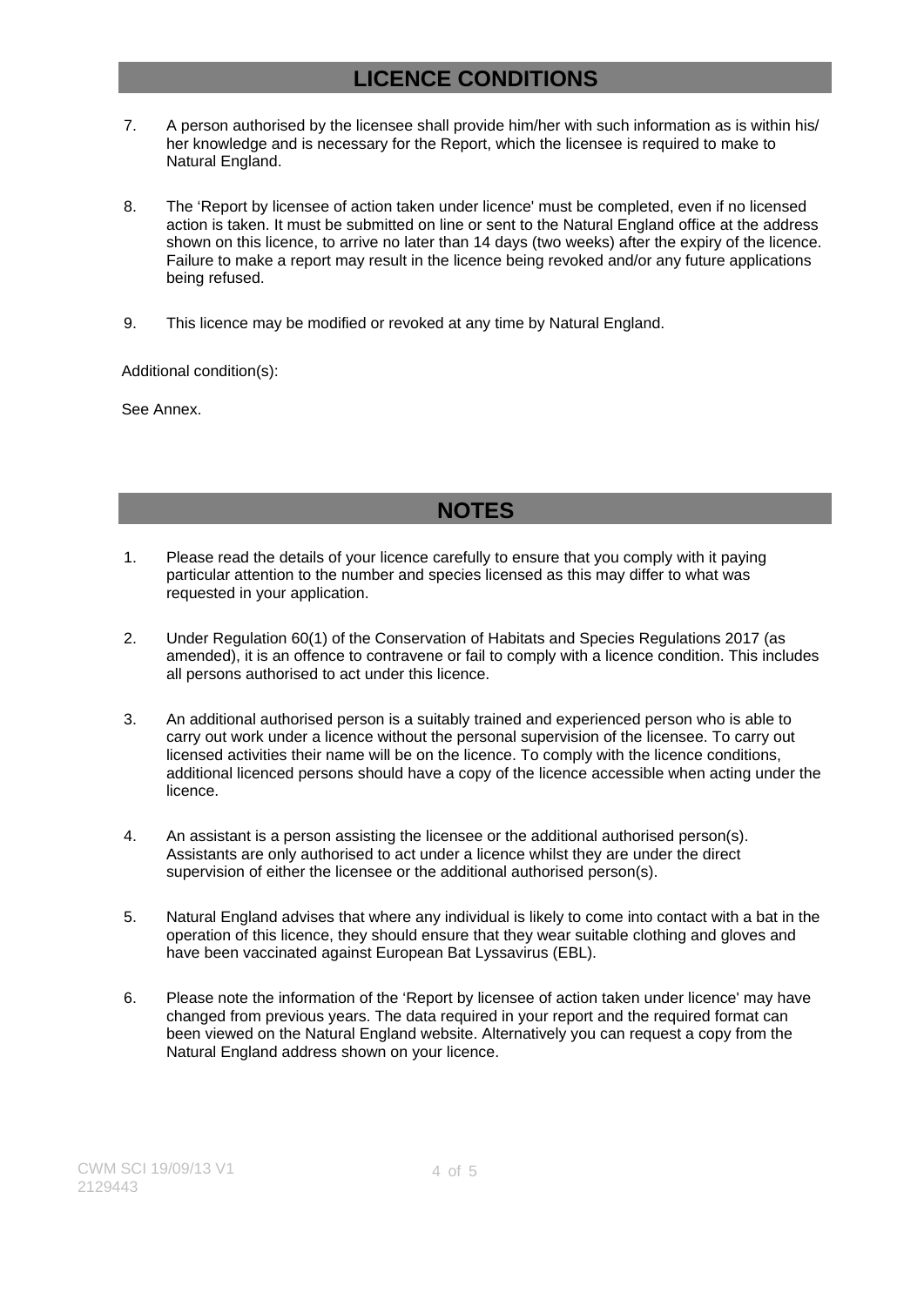## LICENCE CONDITIONS

7. A person authorised by the licensee shall provide him/her with such information as is within his/ her knowledge and is necessary for the Report, which the licensee is required to make to Natural England.

8. The 'Report by licensee of action taken under licence' must be completed, even if no licensed action is taken. It must be submitted on line or sent to the Natural England office at the address shown on this licence, to arrive no later than 14 days (two weeks) after the expiry of the licence. Failure to make a report may result in the licence being revoked and/or any future applications being refused.

9. This licence may be modified or revoked at any time by Natural England.

Additional condition(s):

See Annex.

## NOTES

1. Please read the details of your licence carefully to ensure that you comply with it paying particular attention to the number and species licensed as this may differ to what was requested in your application.

2. Under Regulation 60(1) of the Conservation of Habitats and Species Regulations 2017 (as amended), it is an offence to contravene or fail to comply with a licence condition. This includes all persons authorised to act under this licence.

3. An additional authorised person is a suitably trained and experienced person who is able to carry out work under a licence without the personal supervision of the licensee. To carry out licensed activities their name will be on the licence. To comply with the licence conditions, additional licenced persons should have a copy of the licence accessible when acting under the licence.

4. An assistant is a person assisting the licensee or the additional authorised person(s). Assistants are only authorised to act under a licence whilst they are under the direct supervision of either the licensee or the additional authorised person(s).

5. Natural England advises that where any individual is likely to come into contact with a bat in the operation of this licence, they should ensure that they wear suitable clothing and gloves and have been vaccinated against European Bat Lyssavirus (EBL).

6. Please note the information of the 'Report by licensee of action taken under licence' may have changed from previous years. The data required in your report and the required format can been viewed on the Natural England website. Alternatively you can request a copy from the Natural England address shown on your licence.

CWM SCI 19/09/13 V1
2129443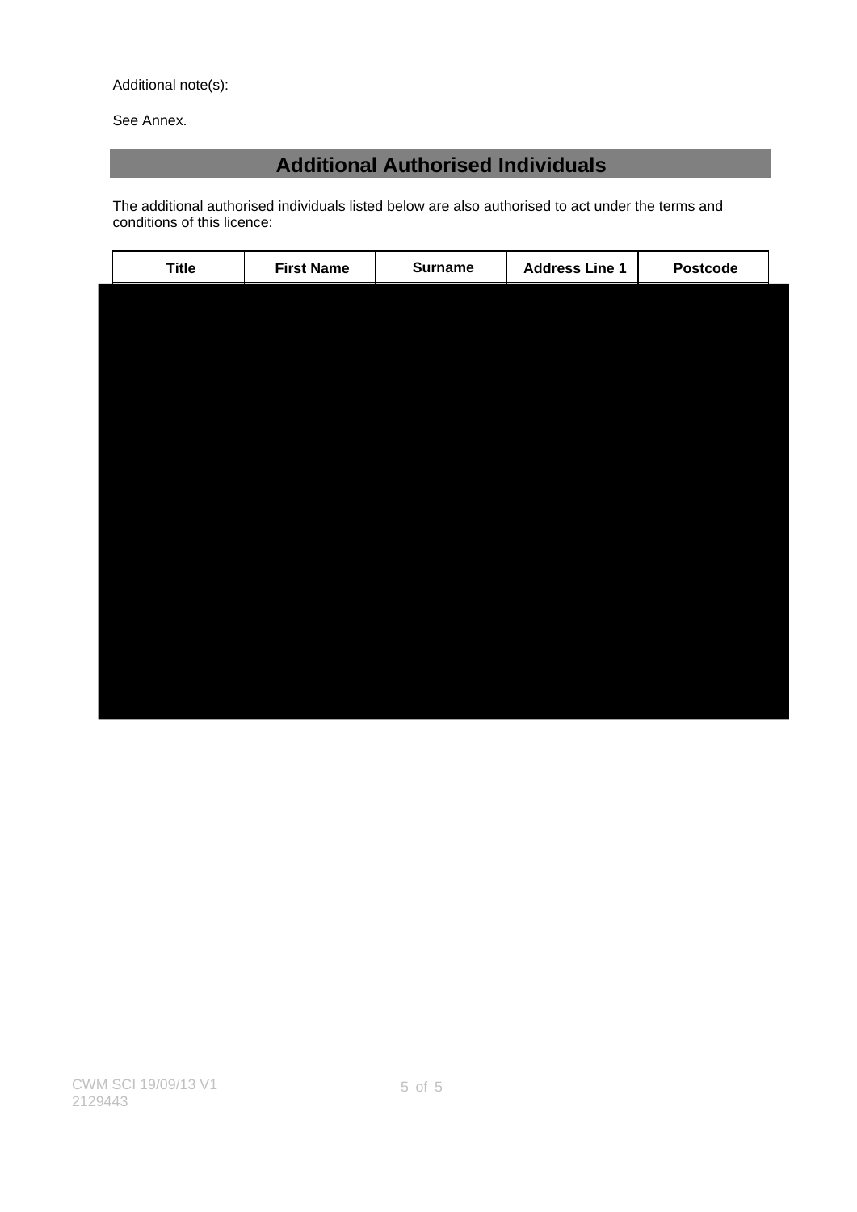Additional note(s):

See Annex.

## Additional Authorised Individuals

The additional authorised individuals listed below are also authorised to act under the terms and conditions of this licence:

| Title | First Name | Surname | Address Line 1 | Postcode |
|---|---|---|---|---|

CWM SCI 19/09/13 V1
2129443